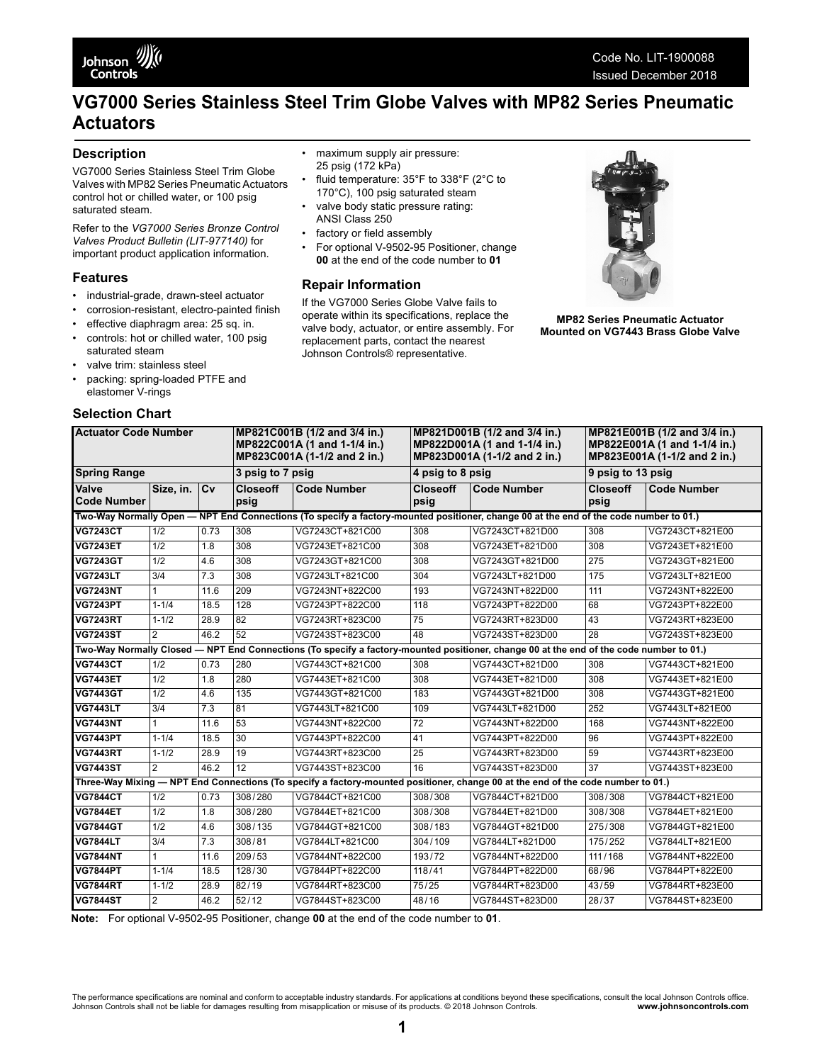# VG7000 Series Stainless Steel Trim Globe Valves with MP82 Series Pneumatic Actuators

## Description

VG7000 Series Stainless Steel Trim Globe Valves with MP82 Series Pneumatic Actuators control hot or chilled water, or 100 psig saturated steam.

Refer to the *VG7000 Series Bronze Control Valves Product Bulletin (LIT-977140)* for important product application information.

## Features

- industrial-grade, drawn-steel actuator
- corrosion-resistant, electro-painted finish
- effective diaphragm area: 25 sq. in.
- controls: hot or chilled water, 100 psig saturated steam
- valve trim: stainless steel
- packing: spring-loaded PTFE and elastomer V-rings
- maximum supply air pressure: 25 psig (172 kPa)
- fluid temperature: 35°F to 338°F (2°C to 170°C), 100 psig saturated steam
- valve body static pressure rating: ANSI Class 250
- factory or field assembly
- For optional V-9502-95 Positioner, change **00** at the end of the code number to **01**

## Repair Information

If the VG7000 Series Globe Valve fails to operate within its specifications, replace the valve body, actuator, or entire assembly. For replacement parts, contact the nearest Johnson Controls® representative.

**MP82 Series Pneumatic Actuator Mounted on VG7443 Brass Globe Valve**

## Selection Chart

| Actuator Code Number | | | MP821C001B (1/2 and 3/4 in.) MP822C001A (1 and 1-1/4 in.) MP823C001A (1-1/2 and 2 in.) | | MP821D001B (1/2 and 3/4 in.) MP822D001A (1 and 1-1/4 in.) MP823D001A (1-1/2 and 2 in.) | | MP821E001B (1/2 and 3/4 in.) MP822E001A (1 and 1-1/4 in.) MP823E001A (1-1/2 and 2 in.) | |
|---|---|---|---|---|---|---|---|---|
| **Spring Range** | | | **3 psig to 7 psig** | | **4 psig to 8 psig** | | **9 psig to 13 psig** | |
| **Valve Code Number** | **Size, in.** | **Cv** | **Closeoff psig** | **Code Number** | **Closeoff psig** | **Code Number** | **Closeoff psig** | **Code Number** |
| **Two-Way Normally Open — NPT End Connections (To specify a factory-mounted positioner, change 00 at the end of the code number to 01.)** | | | | | | | | |
| **VG7243CT** | 1/2 | 0.73 | 308 | VG7243CT+821C00 | 308 | VG7243CT+821D00 | 308 | VG7243CT+821E00 |
| **VG7243ET** | 1/2 | 1.8 | 308 | VG7243ET+821C00 | 308 | VG7243ET+821D00 | 308 | VG7243ET+821E00 |
| **VG7243GT** | 1/2 | 4.6 | 308 | VG7243GT+821C00 | 308 | VG7243GT+821D00 | 275 | VG7243GT+821E00 |
| **VG7243LT** | 3/4 | 7.3 | 308 | VG7243LT+821C00 | 304 | VG7243LT+821D00 | 175 | VG7243LT+821E00 |
| **VG7243NT** | 1 | 11.6 | 209 | VG7243NT+822C00 | 193 | VG7243NT+822D00 | 111 | VG7243NT+822E00 |
| **VG7243PT** | 1-1/4 | 18.5 | 128 | VG7243PT+822C00 | 118 | VG7243PT+822D00 | 68 | VG7243PT+822E00 |
| **VG7243RT** | 1-1/2 | 28.9 | 82 | VG7243RT+823C00 | 75 | VG7243RT+823D00 | 43 | VG7243RT+823E00 |
| **VG7243ST** | 2 | 46.2 | 52 | VG7243ST+823C00 | 48 | VG7243ST+823D00 | 28 | VG7243ST+823E00 |
| **Two-Way Normally Closed — NPT End Connections (To specify a factory-mounted positioner, change 00 at the end of the code number to 01.)** | | | | | | | | |
| **VG7443CT** | 1/2 | 0.73 | 280 | VG7443CT+821C00 | 308 | VG7443CT+821D00 | 308 | VG7443CT+821E00 |
| **VG7443ET** | 1/2 | 1.8 | 280 | VG7443ET+821C00 | 308 | VG7443ET+821D00 | 308 | VG7443ET+821E00 |
| **VG7443GT** | 1/2 | 4.6 | 135 | VG7443GT+821C00 | 183 | VG7443GT+821D00 | 308 | VG7443GT+821E00 |
| **VG7443LT** | 3/4 | 7.3 | 81 | VG7443LT+821C00 | 109 | VG7443LT+821D00 | 252 | VG7443LT+821E00 |
| **VG7443NT** | 1 | 11.6 | 53 | VG7443NT+822C00 | 72 | VG7443NT+822D00 | 168 | VG7443NT+822E00 |
| **VG7443PT** | 1-1/4 | 18.5 | 30 | VG7443PT+822C00 | 41 | VG7443PT+822D00 | 96 | VG7443PT+822E00 |
| **VG7443RT** | 1-1/2 | 28.9 | 19 | VG7443RT+823C00 | 25 | VG7443RT+823D00 | 59 | VG7443RT+823E00 |
| **VG7443ST** | 2 | 46.2 | 12 | VG7443ST+823C00 | 16 | VG7443ST+823D00 | 37 | VG7443ST+823E00 |
| **Three-Way Mixing — NPT End Connections (To specify a factory-mounted positioner, change 00 at the end of the code number to 01.)** | | | | | | | | |
| **VG7844CT** | 1/2 | 0.73 | 308/280 | VG7844CT+821C00 | 308/308 | VG7844CT+821D00 | 308/308 | VG7844CT+821E00 |
| **VG7844ET** | 1/2 | 1.8 | 308/280 | VG7844ET+821C00 | 308/308 | VG7844ET+821D00 | 308/308 | VG7844ET+821E00 |
| **VG7844GT** | 1/2 | 4.6 | 308/135 | VG7844GT+821C00 | 308/183 | VG7844GT+821D00 | 275/308 | VG7844GT+821E00 |
| **VG7844LT** | 3/4 | 7.3 | 308/81 | VG7844LT+821C00 | 304/109 | VG7844LT+821D00 | 175/252 | VG7844LT+821E00 |
| **VG7844NT** | 1 | 11.6 | 209/53 | VG7844NT+822C00 | 193/72 | VG7844NT+822D00 | 111/168 | VG7844NT+822E00 |
| **VG7844PT** | 1-1/4 | 18.5 | 128/30 | VG7844PT+822C00 | 118/41 | VG7844PT+822D00 | 68/96 | VG7844PT+822E00 |
| **VG7844RT** | 1-1/2 | 28.9 | 82/19 | VG7844RT+823C00 | 75/25 | VG7844RT+823D00 | 43/59 | VG7844RT+823E00 |
| **VG7844ST** | 2 | 46.2 | 52/12 | VG7844ST+823C00 | 48/16 | VG7844ST+823D00 | 28/37 | VG7844ST+823E00 |

**Note:** For optional V-9502-95 Positioner, change **00** at the end of the code number to **01**.

The performance specifications are nominal and conform to acceptable industry standards. For applications at conditions beyond these specifications, consult the local Johnson Controls office. Johnson Controls shall not be liable for damages resulting from misapplication or misuse of its products. © 2018 Johnson Controls. www.johnsoncontrols.com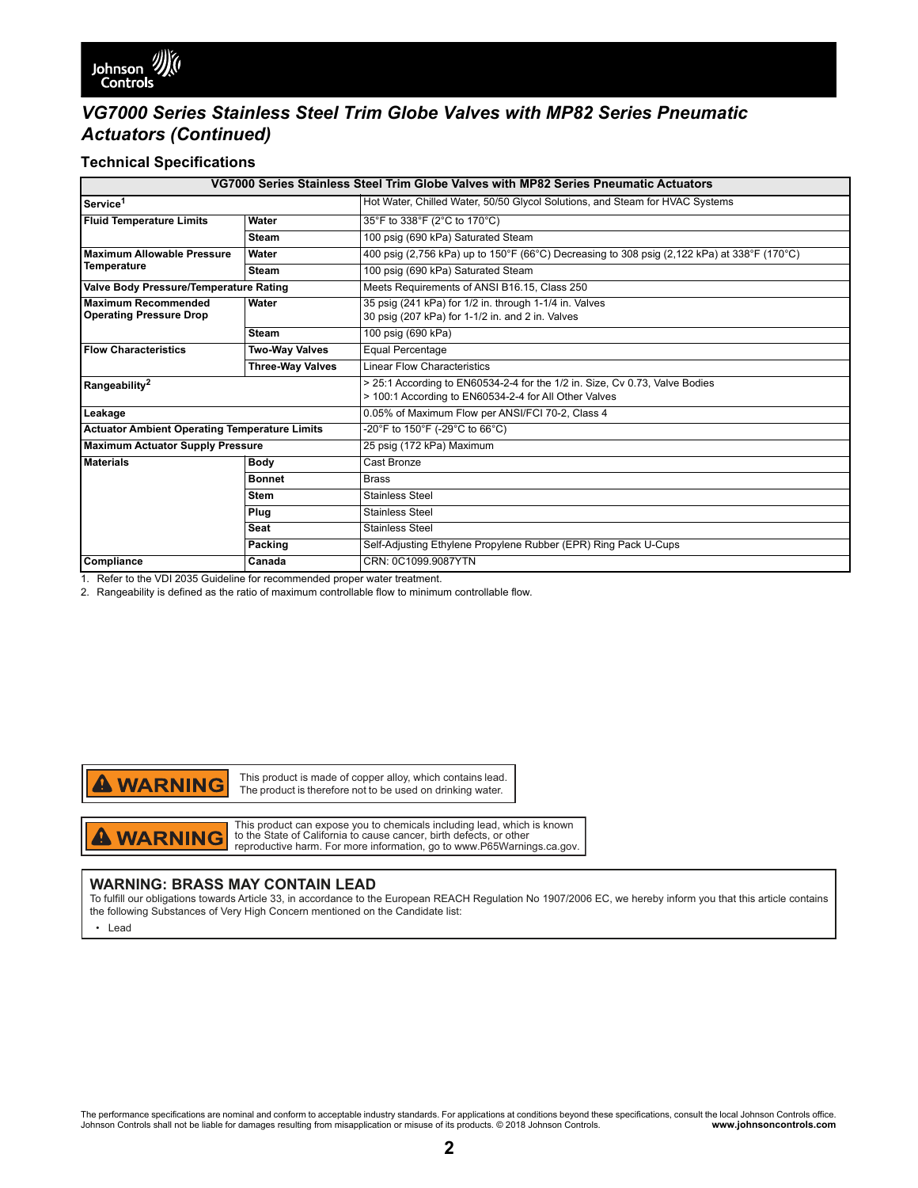# VG7000 Series Stainless Steel Trim Globe Valves with MP82 Series Pneumatic Actuators (Continued)

## Technical Specifications

| VG7000 Series Stainless Steel Trim Globe Valves with MP82 Series Pneumatic Actuators | | |
|---|---|---|
| **Service**[1] | | Hot Water, Chilled Water, 50/50 Glycol Solutions, and Steam for HVAC Systems |
| **Fluid Temperature Limits** | **Water** | 35°F to 338°F (2°C to 170°C) |
| | **Steam** | 100 psig (690 kPa) Saturated Steam |
| **Maximum Allowable Pressure Temperature** | **Water** | 400 psig (2,756 kPa) up to 150°F (66°C) Decreasing to 308 psig (2,122 kPa) at 338°F (170°C) |
| | **Steam** | 100 psig (690 kPa) Saturated Steam |
| **Valve Body Pressure/Temperature Rating** | | Meets Requirements of ANSI B16.15, Class 250 |
| **Maximum Recommended Operating Pressure Drop** | **Water** | 35 psig (241 kPa) for 1/2 in. through 1-1/4 in. Valves<br>30 psig (207 kPa) for 1-1/2 in. and 2 in. Valves |
| | **Steam** | 100 psig (690 kPa) |
| **Flow Characteristics** | **Two-Way Valves** | Equal Percentage |
| | **Three-Way Valves** | Linear Flow Characteristics |
| **Rangeability**[2] | | > 25:1 According to EN60534-2-4 for the 1/2 in. Size, Cv 0.73, Valve Bodies<br>> 100:1 According to EN60534-2-4 for All Other Valves |
| **Leakage** | | 0.05% of Maximum Flow per ANSI/FCI 70-2, Class 4 |
| **Actuator Ambient Operating Temperature Limits** | | -20°F to 150°F (-29°C to 66°C) |
| **Maximum Actuator Supply Pressure** | | 25 psig (172 kPa) Maximum |
| **Materials** | **Body** | Cast Bronze |
| | **Bonnet** | Brass |
| | **Stem** | Stainless Steel |
| | **Plug** | Stainless Steel |
| | **Seat** | Stainless Steel |
| | **Packing** | Self-Adjusting Ethylene Propylene Rubber (EPR) Ring Pack U-Cups |
| **Compliance** | **Canada** | CRN: 0C1099.9087YTN |

1. Refer to the VDI 2035 Guideline for recommended proper water treatment.
2. Rangeability is defined as the ratio of maximum controllable flow to minimum controllable flow.

**WARNING** This product is made of copper alloy, which contains lead. The product is therefore not to be used on drinking water.

**WARNING** This product can expose you to chemicals including lead, which is known to the State of California to cause cancer, birth defects, or other reproductive harm. For more information, go to www.P65Warnings.ca.gov.

**WARNING: BRASS MAY CONTAIN LEAD**

To fulfill our obligations towards Article 33, in accordance to the European REACH Regulation No 1907/2006 EC, we hereby inform you that this article contains the following Substances of Very High Concern mentioned on the Candidate list:

- Lead

The performance specifications are nominal and conform to acceptable industry standards. For applications at conditions beyond these specifications, consult the local Johnson Controls office. Johnson Controls shall not be liable for damages resulting from misapplication or misuse of its products. © 2018 Johnson Controls.

**www.johnsoncontrols.com**